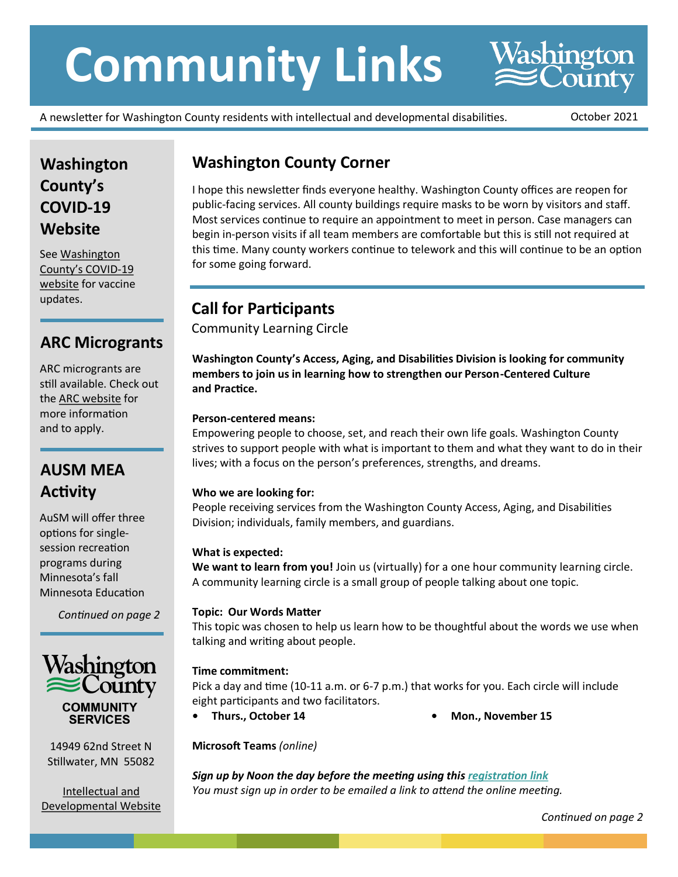# Community Links

Washington County

A newsletter for Washington County residents with intellectual and developmental disabilities.

October 2021

## Washington County Corner

I hope this newsletter finds everyone healthy. Washington County offices are reopen for public-facing services. All county buildings require masks to be worn by visitors and staff. Most services continue to require an appointment to meet in person. Case managers can begin in-person visits if all team members are comfortable but this is still not required at this time. Many county workers continue to telework and this will continue to be an option for some going forward.

## Call for Participants

Community Learning Circle

**Washington County's Access, Aging, and Disabilities Division is looking for community members to join us in learning how to strengthen our Person-Centered Culture and Practice.**

**Person-centered means:**
Empowering people to choose, set, and reach their own life goals. Washington County strives to support people with what is important to them and what they want to do in their lives; with a focus on the person's preferences, strengths, and dreams.

**Who we are looking for:**
People receiving services from the Washington County Access, Aging, and Disabilities Division; individuals, family members, and guardians.

**What is expected:**
**We want to learn from you!** Join us (virtually) for a one hour community learning circle. A community learning circle is a small group of people talking about one topic.

**Topic: Our Words Matter**
This topic was chosen to help us learn how to be thoughtful about the words we use when talking and writing about people.

**Time commitment:**
Pick a day and time (10-11 a.m. or 6-7 p.m.) that works for you. Each circle will include eight participants and two facilitators.

- **Thurs., October 14**
- **Mon., November 15**

**Microsoft Teams** *(online)*

***Sign up by Noon the day before the meeting using this registration link***
*You must sign up in order to be emailed a link to attend the online meeting.*

*Continued on page 2*

## Washington County's COVID-19 Website

See Washington County's COVID-19 website for vaccine updates.

## ARC Microgrants

ARC micrograntsare still available. Check out the ARC website for more information and to apply.

## AUSM MEA Activity

AuSM will offer three options for single-session recreation programs during Minnesota's fall Minnesota Education

*Continued on page 2*

Washington County
COMMUNITY SERVICES

14949 62nd Street N
Stillwater, MN 55082

Intellectual and Developmental Website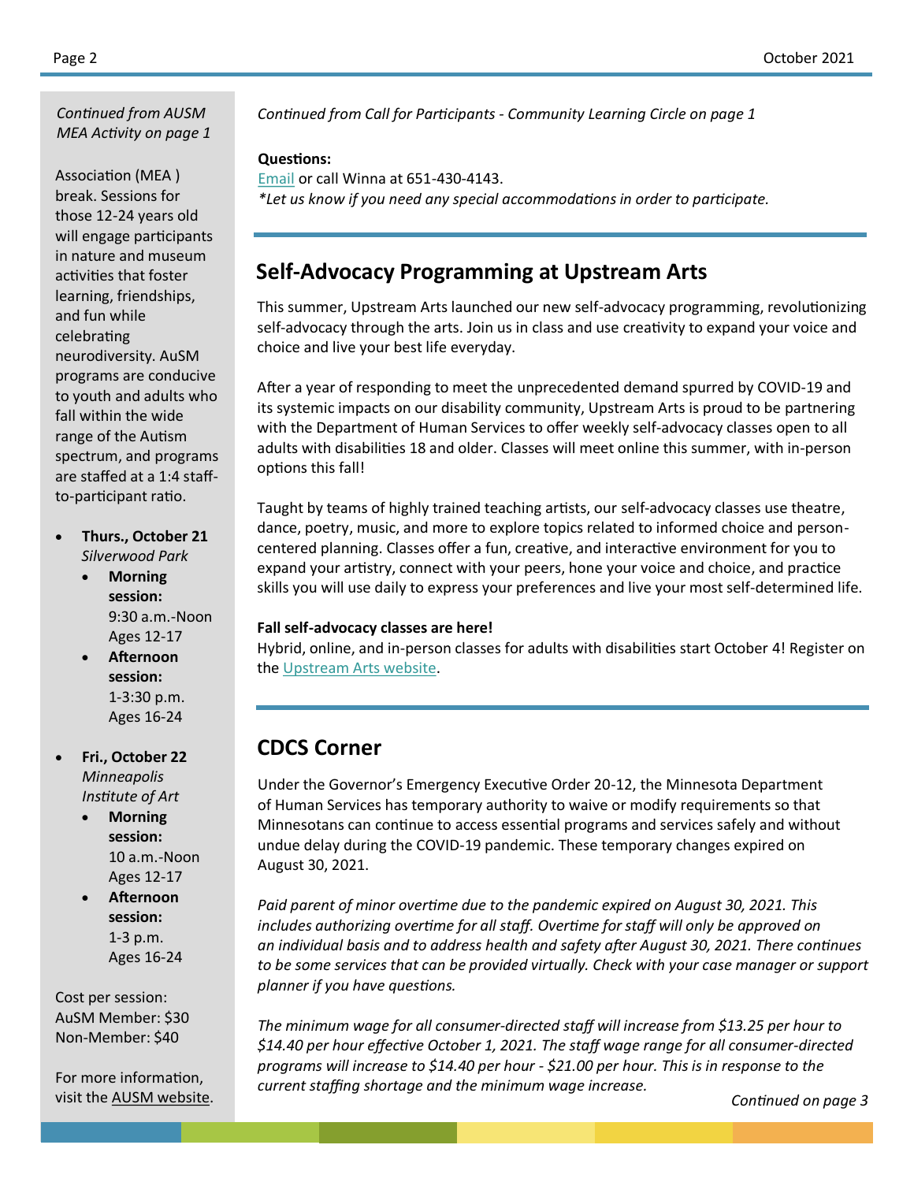*Continued from AUSM MEA Activity on page 1*

Association (MEA ) break. Sessions for those 12-24 years old will engage participants in nature and museum activities that foster learning, friendships, and fun while celebrating neurodiversity. AuSM programs are conducive to youth and adults who fall within the wide range of the Autism spectrum, and programs are staffed at a 1:4 staff-to-participant ratio.

- **Thurs., October 21**
  *Silverwood Park*
    - **Morning session:** 9:30 a.m.-Noon Ages 12-17
    - **Afternoon session:** 1-3:30 p.m. Ages 16-24
- **Fri., October 22**
  *Minneapolis Institute of Art*
    - **Morning session:** 10 a.m.-Noon Ages 12-17
    - **Afternoon session:** 1-3 p.m. Ages 16-24

Cost per session:
AuSM Member: $30
Non-Member: $40

For more information, visit the AUSM website.

*Continued from Call for Participants - Community Learning Circle on page 1*

**Questions:**
Email or call Winna at 651-430-4143.
*\*Let us know if you need any special accommodations in order to participate.*

## Self-Advocacy Programming at Upstream Arts

This summer, Upstream Arts launched our new self-advocacy programming, revolutionizing self-advocacy through the arts. Join us in class and use creativity to expand your voice and choice and live your best life everyday.

After a year of responding to meet the unprecedented demand spurred by COVID-19 and its systemic impacts on our disability community, Upstream Arts is proud to be partnering with the Department of Human Services to offer weekly self-advocacy classes open to all adults with disabilities 18 and older. Classes will meet online this summer, with in-person options this fall!

Taught by teams of highly trained teaching artists, our self-advocacy classes use theatre, dance, poetry, music, and more to explore topics related to informed choice and person-centered planning. Classes offer a fun, creative, and interactive environment for you to expand your artistry, connect with your peers, hone your voice and choice, and practice skills you will use daily to express your preferences and live your most self-determined life.

**Fall self-advocacy classes are here!**
Hybrid, online, and in-person classes for adults with disabilities start October 4! Register on the Upstream Arts website.

## CDCS Corner

Under the Governor's Emergency Executive Order 20-12, the Minnesota Department of Human Services has temporary authority to waive or modify requirements so that Minnesotans can continue to access essential programs and services safely and without undue delay during the COVID-19 pandemic. These temporary changes expired on August 30, 2021.

*Paid parent of minor overtime due to the pandemic expired on August 30, 2021. This includes authorizing overtime for all staff. Overtime for staff will only be approved on an individual basis and to address health and safety after August 30, 2021. There continues to be some services that can be provided virtually. Check with your case manager or support planner if you have questions.*

*The minimum wage for all consumer-directed staff will increase from $13.25 per hour to $14.40 per hour effective October 1, 2021. The staff wage range for all consumer-directed programs will increase to $14.40 per hour - $21.00 per hour. This is in response to the current staffing shortage and the minimum wage increase.*

*Continued on page 3*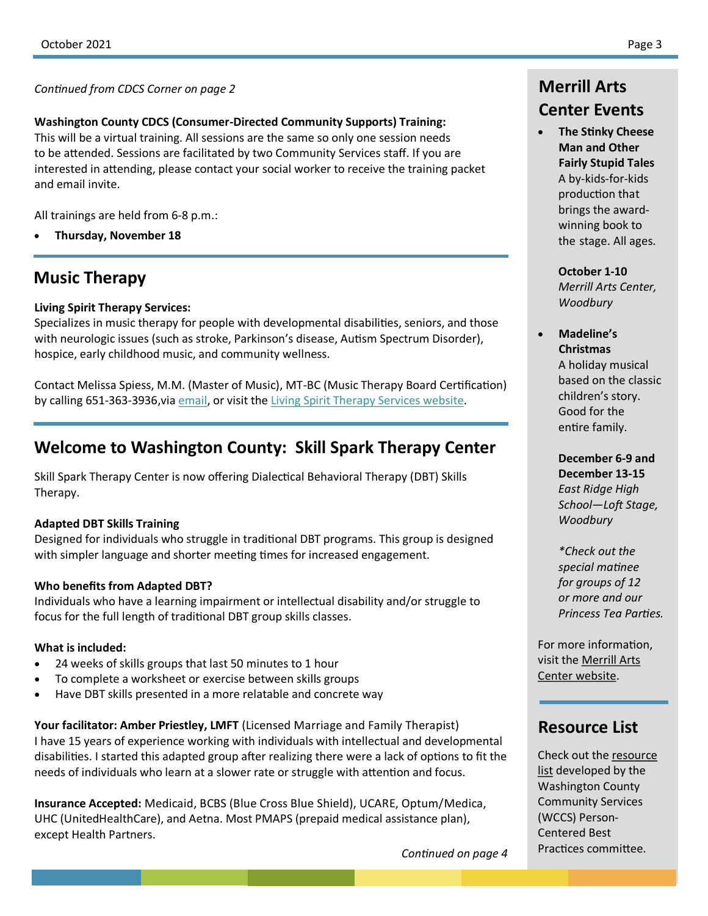*Continued from CDCS Corner on page 2*

**Washington County CDCS (Consumer-Directed Community Supports) Training:**
This will be a virtual training. All sessions are the same so only one session needs to be attended. Sessions are facilitated by two Community Services staff. If you are interested in attending, please contact your social worker to receive the training packet and email invite.

All trainings are held from 6-8 p.m.:

- **Thursday, November 18**

## Music Therapy

**Living Spirit Therapy Services:**
Specializes in music therapy for people with developmental disabilities, seniors, and those with neurologic issues (such as stroke, Parkinson's disease, Autism Spectrum Disorder), hospice, early childhood music, and community wellness.

Contact Melissa Spiess, M.M. (Master of Music), MT-BC (Music Therapy Board Certification) by calling 651-363-3936,via email, or visit the Living Spirit Therapy Services website.

## Welcome to Washington County: Skill Spark Therapy Center

Skill Spark Therapy Center is now offering Dialectical Behavioral Therapy (DBT) Skills Therapy.

**Adapted DBT Skills Training**
Designed for individuals who struggle in traditional DBT programs. This group is designed with simpler language and shorter meeting times for increased engagement.

**Who benefits from Adapted DBT?**
Individuals who have a learning impairment or intellectual disability and/or struggle to focus for the full length of traditional DBT group skills classes.

**What is included:**

- 24 weeks of skills groups that last 50 minutes to 1 hour
- To complete a worksheet or exercise between skills groups
- Have DBT skills presented in a more relatable and concrete way

**Your facilitator: Amber Priestley, LMFT** (Licensed Marriage and Family Therapist)
I have 15 years of experience working with individuals with intellectual and developmental disabilities. I started this adapted group after realizing there were a lack of options to fit the needs of individuals who learn at a slower rate or struggle with attention and focus.

**Insurance Accepted:** Medicaid, BCBS (Blue Cross Blue Shield), UCARE, Optum/Medica, UHC (UnitedHealthCare), and Aetna. Most PMAPS (prepaid medical assistance plan), except Health Partners.

*Continued on page 4*

## Merrill Arts Center Events

- **The Stinky Cheese Man and Other Fairly Stupid Tales**
  A by-kids-for-kids production that brings the award-winning book to the stage. All ages.

  **October 1-10**
  *Merrill Arts Center, Woodbury*

- **Madeline's Christmas**
  A holiday musical based on the classic children's story. Good for the entire family.

  **December 6-9 and December 13-15**
  *East Ridge High School—Loft Stage, Woodbury*

  *\*Check out the special matinee for groups of 12 or more and our Princess Tea Parties.*

For more information, visit the Merrill Arts Center website.

## Resource List

Check out the resource list developed by the Washington County Community Services (WCCS) Person-Centered Best Practices committee.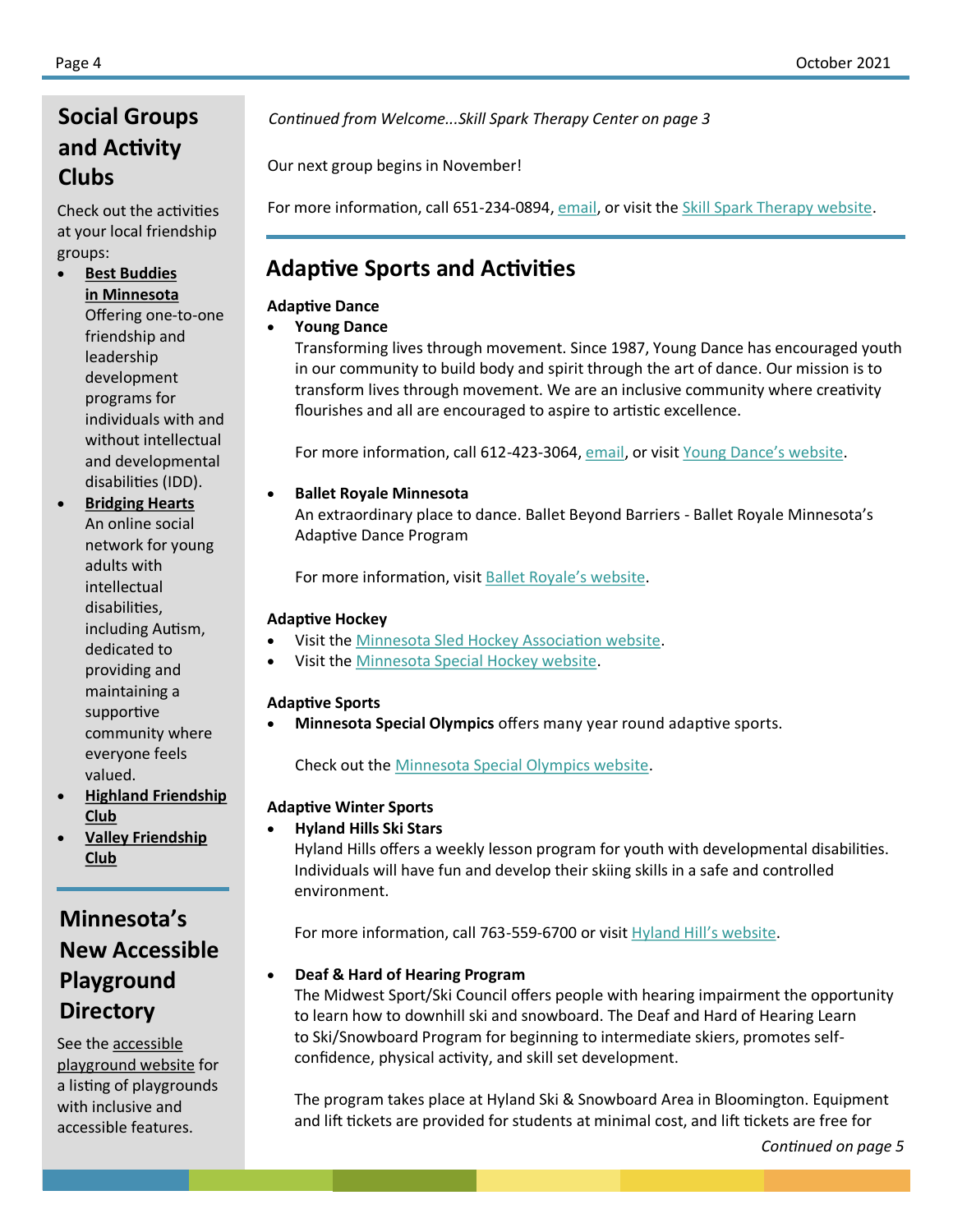## Social Groups and Activity Clubs

Check out the activities at your local friendship groups:

- **Best Buddies in Minnesota** Offering one-to-one friendship and leadership development programs for individuals with and without intellectual and developmental disabilities (IDD).
- **Bridging Hearts** An online social network for young adults with intellectual disabilities, including Autism, dedicated to providing and maintaining a supportive community where everyone feels valued.
- **Highland Friendship Club**
- **Valley Friendship Club**

## Minnesota's New Accessible Playground Directory

See the accessible playground website for a listing of playgrounds with inclusive and accessible features.

*Continued from Welcome...Skill Spark Therapy Center on page 3*

Our next group begins in November!

For more information, call 651-234-0894, email, or visit the Skill Spark Therapy website.

## Adaptive Sports and Activities

**Adaptive Dance**

- **Young Dance**

  Transforming lives through movement. Since 1987, Young Dance has encouraged youth in our community to build body and spirit through the art of dance. Our mission is to transform lives through movement. We are an inclusive community where creativity flourishes and all are encouraged to aspire to artistic excellence.

  For more information, call 612-423-3064, email, or visit Young Dance's website.

- **Ballet Royale Minnesota**

  An extraordinary place to dance. Ballet Beyond Barriers - Ballet Royale Minnesota's Adaptive Dance Program

  For more information, visit Ballet Royale's website.

**Adaptive Hockey**

- Visit the Minnesota Sled Hockey Association website.
- Visit the Minnesota Special Hockey website.

**Adaptive Sports**

- **Minnesota Special Olympics** offers many year round adaptive sports.

  Check out the Minnesota Special Olympics website.

**Adaptive Winter Sports**

- **Hyland Hills Ski Stars**

  Hyland Hills offers a weekly lesson program for youth with developmental disabilities. Individuals will have fun and develop their skiing skills in a safe and controlled environment.

  For more information, call 763-559-6700 or visit Hyland Hill's website.

- **Deaf & Hard of Hearing Program**

  The Midwest Sport/Ski Council offers people with hearing impairment the opportunity to learn how to downhill ski and snowboard. The Deaf and Hard of Hearing Learn to Ski/Snowboard Program for beginning to intermediate skiers, promotes self-confidence, physical activity, and skill set development.

  The program takes place at Hyland Ski & Snowboard Area in Bloomington. Equipment and lift tickets are provided for students at minimal cost, and lift tickets are free for

*Continued on page 5*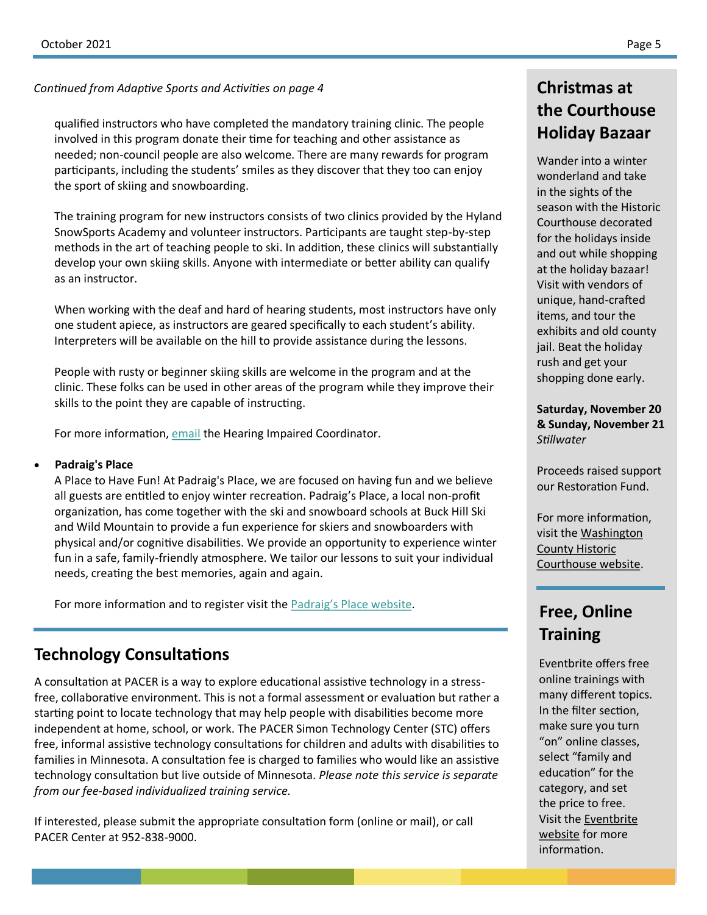*Continued from Adaptive Sports and Activities on page 4*

qualified instructors who have completed the mandatory training clinic. The people involved in this program donate their time for teaching and other assistance as needed; non-council people are also welcome. There are many rewards for program participants, including the students' smiles as they discover that they too can enjoy the sport of skiing and snowboarding.

The training program for new instructors consists of two clinics provided by the Hyland SnowSports Academy and volunteer instructors. Participants are taught step-by-step methods in the art of teaching people to ski. In addition, these clinics will substantially develop your own skiing skills. Anyone with intermediate or better ability can qualify as an instructor.

When working with the deaf and hard of hearing students, most instructors have only one student apiece, as instructors are geared specifically to each student's ability. Interpreters will be available on the hill to provide assistance during the lessons.

People with rusty or beginner skiing skills are welcome in the program and at the clinic. These folks can be used in other areas of the program while they improve their skills to the point they are capable of instructing.

For more information, email the Hearing Impaired Coordinator.

- **Padraig's Place**
  A Place to Have Fun! At Padraig's Place, we are focused on having fun and we believe all guests are entitled to enjoy winter recreation. Padraig's Place, a local non-profit organization, has come together with the ski and snowboard schools at Buck Hill Ski and Wild Mountain to provide a fun experience for skiers and snowboarders with physical and/or cognitive disabilities. We provide an opportunity to experience winter fun in a safe, family-friendly atmosphere. We tailor our lessons to suit your individual needs, creating the best memories, again and again.

  For more information and to register visit the Padraig's Place website.

## Technology Consultations

A consultation at PACER is a way to explore educational assistive technology in a stress-free, collaborative environment. This is not a formal assessment or evaluation but rather a starting point to locate technology that may help people with disabilities become more independent at home, school, or work. The PACER Simon Technology Center (STC) offers free, informal assistive technology consultations for children and adults with disabilities to families in Minnesota. A consultation fee is charged to families who would like an assistive technology consultation but live outside of Minnesota. *Please note this service is separate from our fee-based individualized training service.*

If interested, please submit the appropriate consultation form (online or mail), or call PACER Center at 952-838-9000.

## Christmas at the Courthouse Holiday Bazaar

Wander into a winter wonderland and take in the sights of the season with the Historic Courthouse decorated for the holidays inside and out while shopping at the holiday bazaar! Visit with vendors of unique, hand-crafted items, and tour the exhibits and old county jail. Beat the holiday rush and get your shopping done early.

**Saturday, November 20 & Sunday, November 21**
*Stillwater*

Proceeds raised support our Restoration Fund.

For more information, visit the Washington County Historic Courthouse website.

## Free, Online Training

Eventbrite offers free online trainings with many different topics. In the filter section, make sure you turn "on" online classes, select "family and education" for the category, and set the price to free. Visit the Eventbrite website for more information.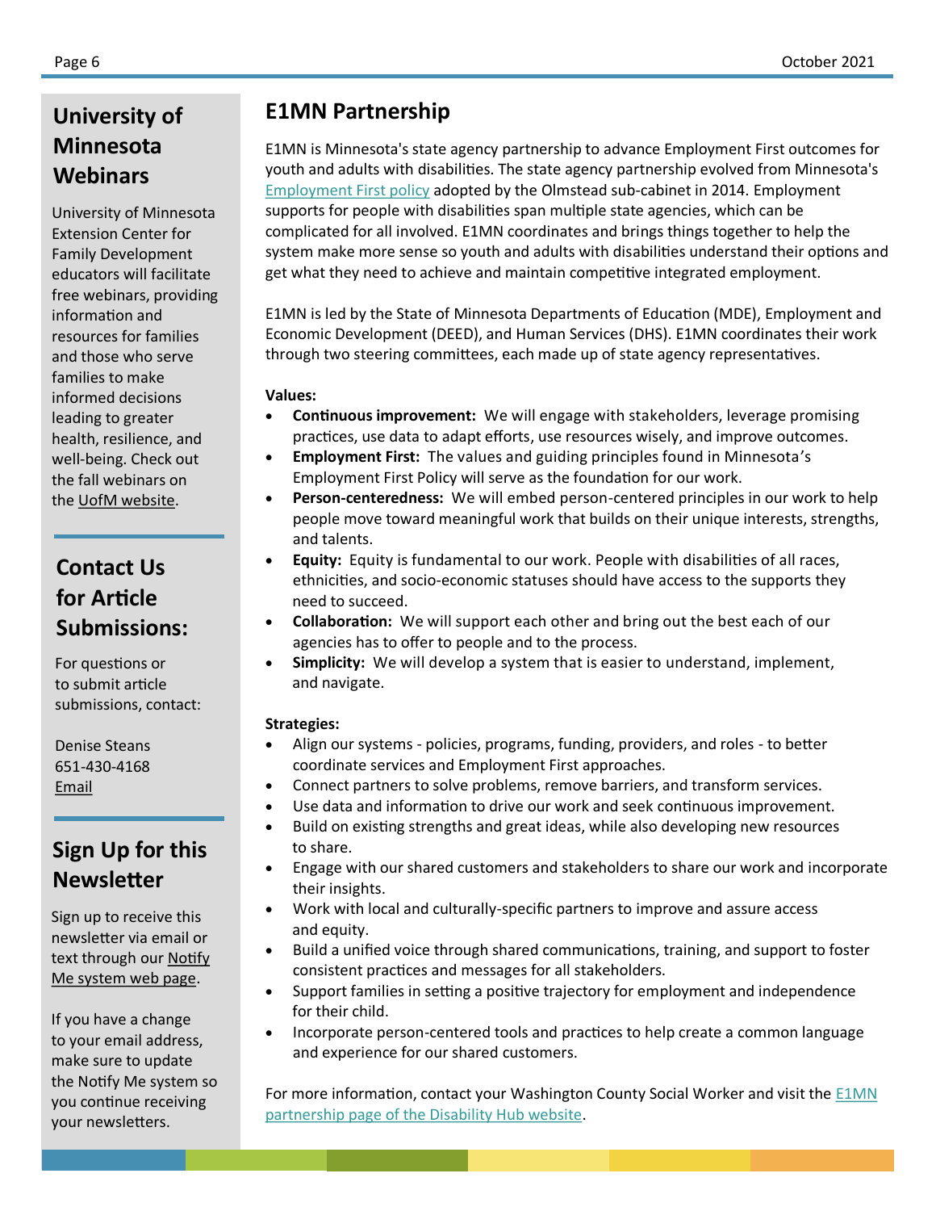## University of Minnesota Webinars

University of Minnesota Extension Center for Family Development educators will facilitate free webinars, providing information and resources for families and those who serve families to make informed decisions leading to greater health, resilience, and well-being. Check out the fall webinars on the UofM website.

## Contact Us for Article Submissions:

For questions or to submit article submissions, contact:

Denise Steans
651-430-4168
Email

## Sign Up for this Newsletter

Sign up to receive this newsletter via email or text through our Notify Me system web page.

If you have a change to your email address, make sure to update the Notify Me system so you continue receiving your newsletters.

## E1MN Partnership

E1MN is Minnesota's state agency partnership to advance Employment First outcomes for youth and adults with disabilities. The state agency partnership evolved from Minnesota's Employment First policy adopted by the Olmstead sub-cabinet in 2014. Employment supports for people with disabilities span multiple state agencies, which can be complicated for all involved. E1MN coordinates and brings things together to help the system make more sense so youth and adults with disabilities understand their options and get what they need to achieve and maintain competitive integrated employment.

E1MN is led by the State of Minnesota Departments of Education (MDE), Employment and Economic Development (DEED), and Human Services (DHS). E1MN coordinates their work through two steering committees, each made up of state agency representatives.

**Values:**

- **Continuous improvement:** We will engage with stakeholders, leverage promising practices, use data to adapt efforts, use resources wisely, and improve outcomes.
- **Employment First:** The values and guiding principles found in Minnesota's Employment First Policy will serve as the foundation for our work.
- **Person-centeredness:** We will embed person-centered principles in our work to help people move toward meaningful work that builds on their unique interests, strengths, and talents.
- **Equity:** Equity is fundamental to our work. People with disabilities of all races, ethnicities, and socio-economic statuses should have access to the supports they need to succeed.
- **Collaboration:** We will support each other and bring out the best each of our agencies has to offer to people and to the process.
- **Simplicity:** We will develop a system that is easier to understand, implement, and navigate.

**Strategies:**

- Align our systems - policies, programs, funding, providers, and roles - to better coordinate services and Employment First approaches.
- Connect partners to solve problems, remove barriers, and transform services.
- Use data and information to drive our work and seek continuous improvement.
- Build on existing strengths and great ideas, while also developing new resources to share.
- Engage with our shared customers and stakeholders to share our work and incorporate their insights.
- Work with local and culturally-specific partners to improve and assure access and equity.
- Build a unified voice through shared communications, training, and support to foster consistent practices and messages for all stakeholders.
- Support families in setting a positive trajectory for employment and independence for their child.
- Incorporate person-centered tools and practices to help create a common language and experience for our shared customers.

For more information, contact your Washington County Social Worker and visit the E1MN partnership page of the Disability Hub website.